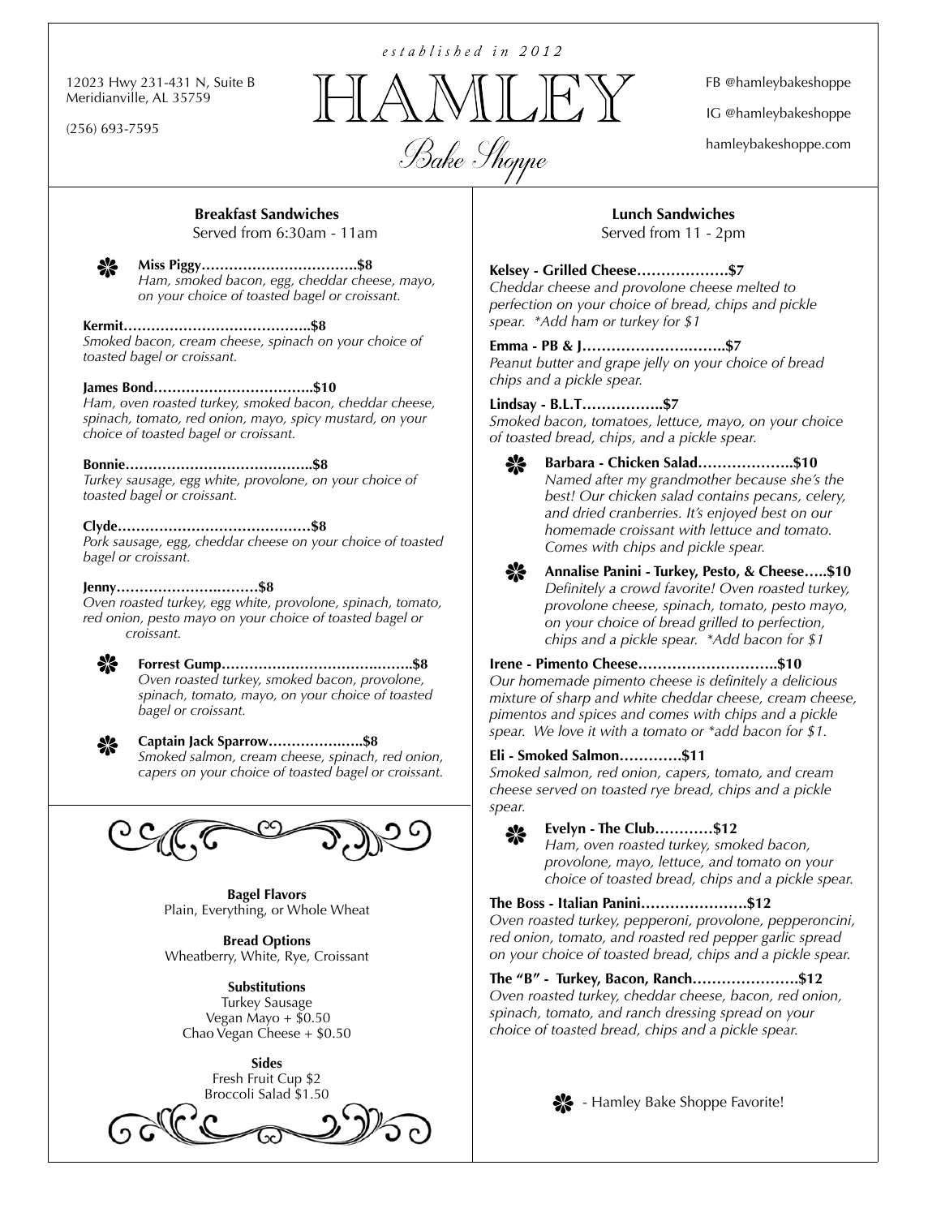*established in 2012*

# HAMLEY
## Bake Shoppe

12023 Hwy 231-431 N, Suite B
Meridianville, AL 35759

(256) 693-7595

FB @hamleybakeshoppe

IG @hamleybakeshoppe

hamleybakeshoppe.com

### Breakfast Sandwiches
Served from 6:30am - 11am

❀ **Miss Piggy……………………………$8**
*Ham, smoked bacon, egg, cheddar cheese, mayo, on your choice of toasted bagel or croissant.*

**Kermit…………………………………..$8**
*Smoked bacon, cream cheese, spinach on your choice of toasted bagel or croissant.*

**James Bond…………………………….$10**
*Ham, oven roasted turkey, smoked bacon, cheddar cheese, spinach, tomato, red onion, mayo, spicy mustard, on your choice of toasted bagel or croissant.*

**Bonnie…………………………………..$8**
*Turkey sausage, egg white, provolone, on your choice of toasted bagel or croissant.*

**Clyde……………………………………$8**
*Pork sausage, egg, cheddar cheese on your choice of toasted bagel or croissant.*

**Jenny…………………………$8**
*Oven roasted turkey, egg white, provolone, spinach, tomato, red onion, pesto mayo on your choice of toasted bagel or croissant.*

❀ **Forrest Gump…………………………………..$8**
*Oven roasted turkey, smoked bacon, provolone, spinach, tomato, mayo, on your choice of toasted bagel or croissant.*

❀ **Captain Jack Sparrow………………..$8**
*Smoked salmon, cream cheese, spinach, red onion, capers on your choice of toasted bagel or croissant.*

**Bagel Flavors**
Plain, Everything, or Whole Wheat

**Bread Options**
Wheatberry, White, Rye, Croissant

**Substitutions**
Turkey Sausage
Vegan Mayo + $0.50
Chao Vegan Cheese + $0.50

**Sides**
Fresh Fruit Cup $2
Broccoli Salad $1.50

### Lunch Sandwiches
Served from 11 - 2pm

**Kelsey - Grilled Cheese……………….$7**
*Cheddar cheese and provolone cheese melted to perfection on your choice of bread, chips and pickle spear. *Add ham or turkey for $1*

**Emma - PB & J………………………..$7**
*Peanut butter and grape jelly on your choice of bread chips and a pickle spear.*

**Lindsay - B.L.T……………..$7**
*Smoked bacon, tomatoes, lettuce, mayo, on your choice of toasted bread, chips, and a pickle spear.*

❀ **Barbara - Chicken Salad………………..$10**
*Named after my grandmother because she's the best! Our chicken salad contains pecans, celery, and dried cranberries. It's enjoyed best on our homemade croissant with lettuce and tomato. Comes with chips and pickle spear.*

❀ **Annalise Panini - Turkey, Pesto, & Cheese…..$10**
*Definitely a crowd favorite! Oven roasted turkey, provolone cheese, spinach, tomato, pesto mayo, on your choice of bread grilled to perfection, chips and a pickle spear. *Add bacon for $1*

**Irene - Pimento Cheese………………………..$10**
*Our homemade pimento cheese is definitely a delicious mixture of sharp and white cheddar cheese, cream cheese, pimentos and spices and comes with chips and a pickle spear. We love it with a tomato or *add bacon for $1.*

**Eli - Smoked Salmon………….$11**
*Smoked salmon, red onion, capers, tomato, and cream cheese served on toasted rye bread, chips and a pickle spear.*

❀ **Evelyn - The Club…………$12**
*Ham, oven roasted turkey, smoked bacon, provolone, mayo, lettuce, and tomato on your choice of toasted bread, chips and a pickle spear.*

**The Boss - Italian Panini………………….$12**
*Oven roasted turkey, pepperoni, provolone, pepperoncini, red onion, tomato, and roasted red pepper garlic spread on your choice of toasted bread, chips and a pickle spear.*

**The "B" - Turkey, Bacon, Ranch………………….$12**
*Oven roasted turkey, cheddar cheese, bacon, red onion, spinach, tomato, and ranch dressing spread on your choice of toasted bread, chips and a pickle spear.*

❀ - Hamley Bake Shoppe Favorite!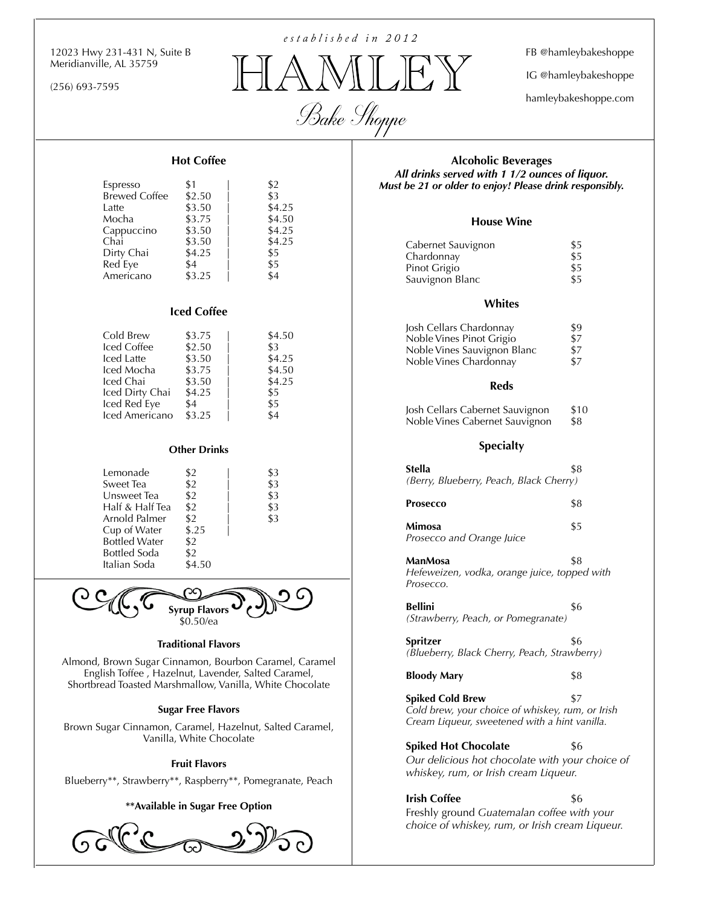*established in 2012*

# HAMLEY

## Bake Shoppe

12023 Hwy 231-431 N, Suite B
Meridianville, AL 35759

(256) 693-7595

FB @hamleybakeshoppe

IG @hamleybakeshoppe

hamleybakeshoppe.com

### Hot Coffee

| | | |
|---|---|---|
| Espresso | $1 | $2 |
| Brewed Coffee | $2.50 | $3 |
| Latte | $3.50 | $4.25 |
| Mocha | $3.75 | $4.50 |
| Cappuccino | $3.50 | $4.25 |
| Chai | $3.50 | $4.25 |
| Dirty Chai | $4.25 | $5 |
| Red Eye | $4 | $5 |
| Americano | $3.25 | $4 |

### Iced Coffee

| | | |
|---|---|---|
| Cold Brew | $3.75 | $4.50 |
| Iced Coffee | $2.50 | $3 |
| Iced Latte | $3.50 | $4.25 |
| Iced Mocha | $3.75 | $4.50 |
| Iced Chai | $3.50 | $4.25 |
| Iced Dirty Chai | $4.25 | $5 |
| Iced Red Eye | $4 | $5 |
| Iced Americano | $3.25 | $4 |

### Other Drinks

| | | |
|---|---|---|
| Lemonade | $2 | $3 |
| Sweet Tea | $2 | $3 |
| Unsweet Tea | $2 | $3 |
| Half & Half Tea | $2 | $3 |
| Arnold Palmer | $2 | $3 |
| Cup of Water | $.25 | |
| Bottled Water | $2 | |
| Bottled Soda | $2 | |
| Italian Soda | $4.50 | |

### Syrup Flavors
$0.50/ea

**Traditional Flavors**

Almond, Brown Sugar Cinnamon, Bourbon Caramel, Caramel English Toffee , Hazelnut, Lavender, Salted Caramel, Shortbread Toasted Marshmallow, Vanilla, White Chocolate

**Sugar Free Flavors**

Brown Sugar Cinnamon, Caramel, Hazelnut, Salted Caramel, Vanilla, White Chocolate

**Fruit Flavors**

Blueberry**, Strawberry**, Raspberry**, Pomegranate, Peach

**\*\*Available in Sugar Free Option**

### Alcoholic Beverages

***All drinks served with 1 1/2 ounces of liquor. Must be 21 or older to enjoy! Please drink responsibly.***

### House Wine

| | |
|---|---|
| Cabernet Sauvignon | $5 |
| Chardonnay | $5 |
| Pinot Grigio | $5 |
| Sauvignon Blanc | $5 |

### Whites

| | |
|---|---|
| Josh Cellars Chardonnay | $9 |
| Noble Vines Pinot Grigio | $7 |
| Noble Vines Sauvignon Blanc | $7 |
| Noble Vines Chardonnay | $7 |

### Reds

| | |
|---|---|
| Josh Cellars Cabernet Sauvignon | $10 |
| Noble Vines Cabernet Sauvignon | $8 |

### Specialty

**Stella** $8
*(Berry, Blueberry, Peach, Black Cherry)*

**Prosecco** $8

**Mimosa** $5
*Prosecco and Orange Juice*

**ManMosa** $8
*Hefeweizen, vodka, orange juice, topped with Prosecco.*

**Bellini** $6
*(Strawberry, Peach, or Pomegranate)*

**Spritzer** $6
*(Blueberry, Black Cherry, Peach, Strawberry)*

**Bloody Mary** $8

**Spiked Cold Brew** $7
*Cold brew, your choice of whiskey, rum, or Irish Cream Liqueur, sweetened with a hint vanilla.*

**Spiked Hot Chocolate** $6
*Our delicious hot chocolate with your choice of whiskey, rum, or Irish cream Liqueur.*

**Irish Coffee** $6
Freshly ground *Guatemalan coffee with your choice of whiskey, rum, or Irish cream Liqueur.*